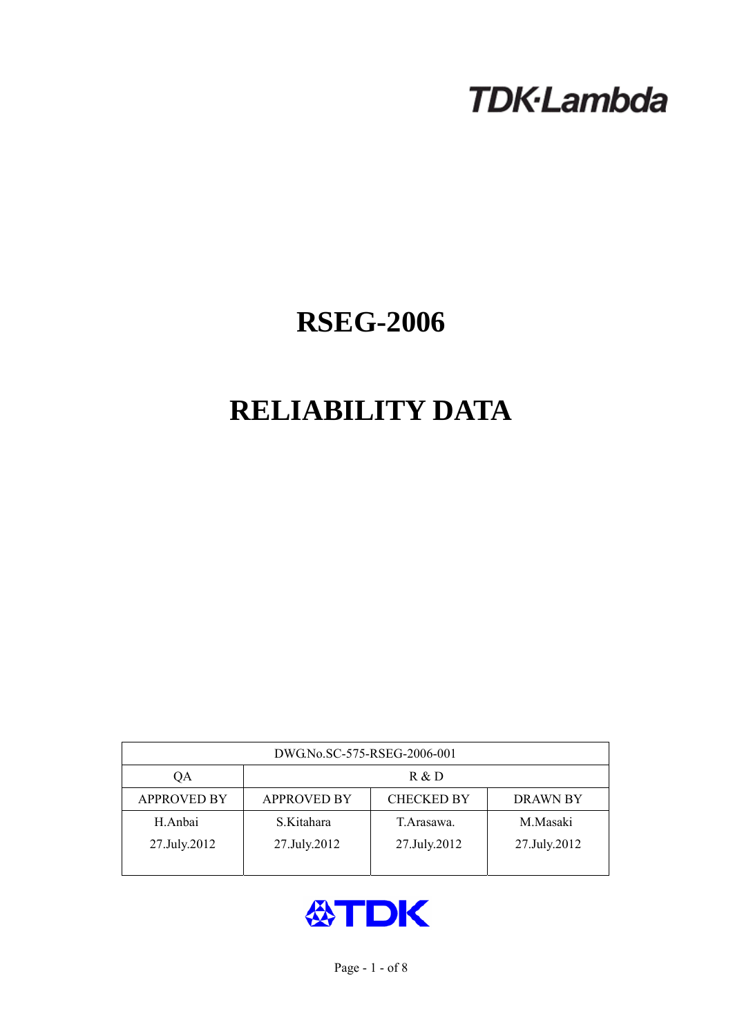TDK·Lambda

# RSEG-2006

# RELIABILITY DATA

| DWG.No.SC-575-RSEG-2006-001 | | | |
|---|---|---|---|
| QA | R & D | | |
| APPROVED BY | APPROVED BY | CHECKED BY | DRAWN BY |
| H.Anbai<br>27.July.2012 | S.Kitahara<br>27.July.2012 | T.Arasawa.<br>27.July.2012 | M.Masaki<br>27.July.2012 |

TDK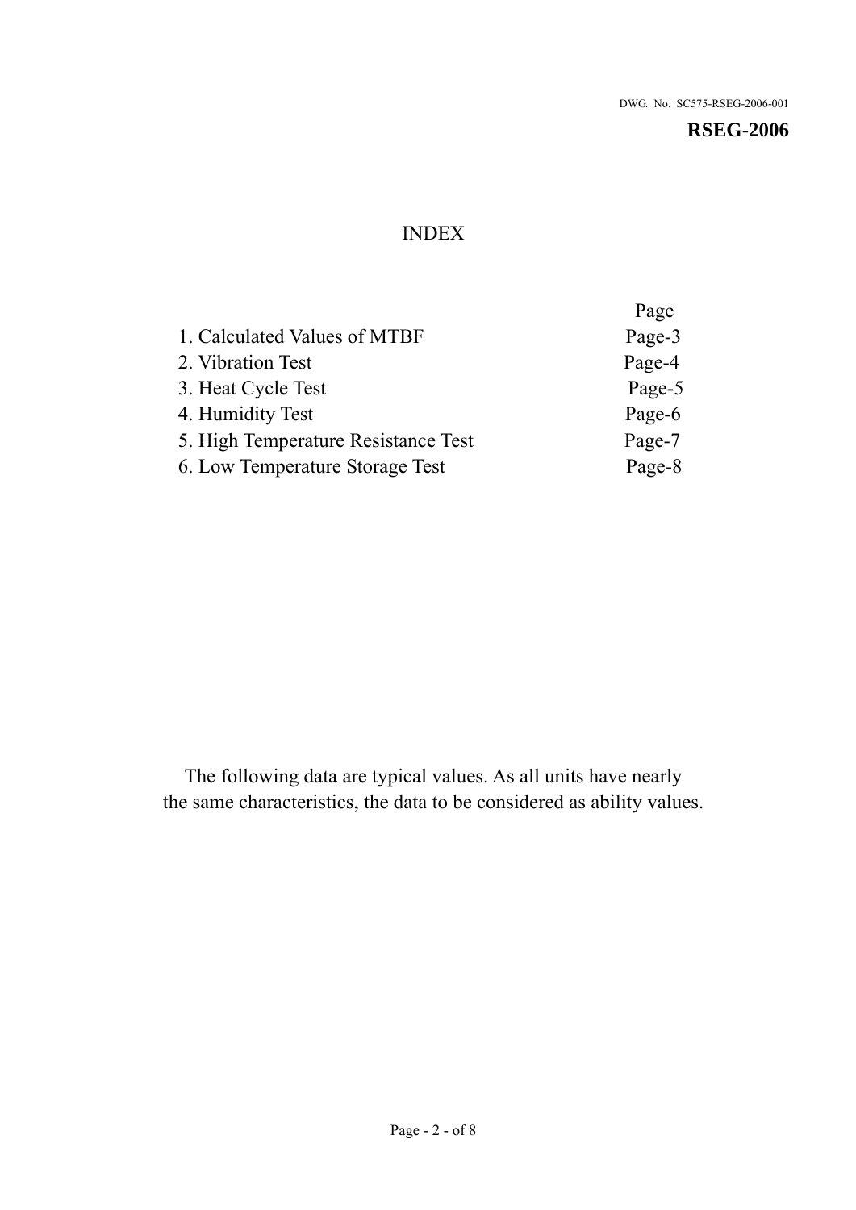DWG. No. SC575-RSEG-2006-001

**RSEG-2006**

# INDEX

| | Page |
|---|---|
| 1. Calculated Values of MTBF | Page-3 |
| 2. Vibration Test | Page-4 |
| 3. Heat Cycle Test | Page-5 |
| 4. Humidity Test | Page-6 |
| 5. High Temperature Resistance Test | Page-7 |
| 6. Low Temperature Storage Test | Page-8 |

The following data are typical values. As all units have nearly the same characteristics, the data to be considered as ability values.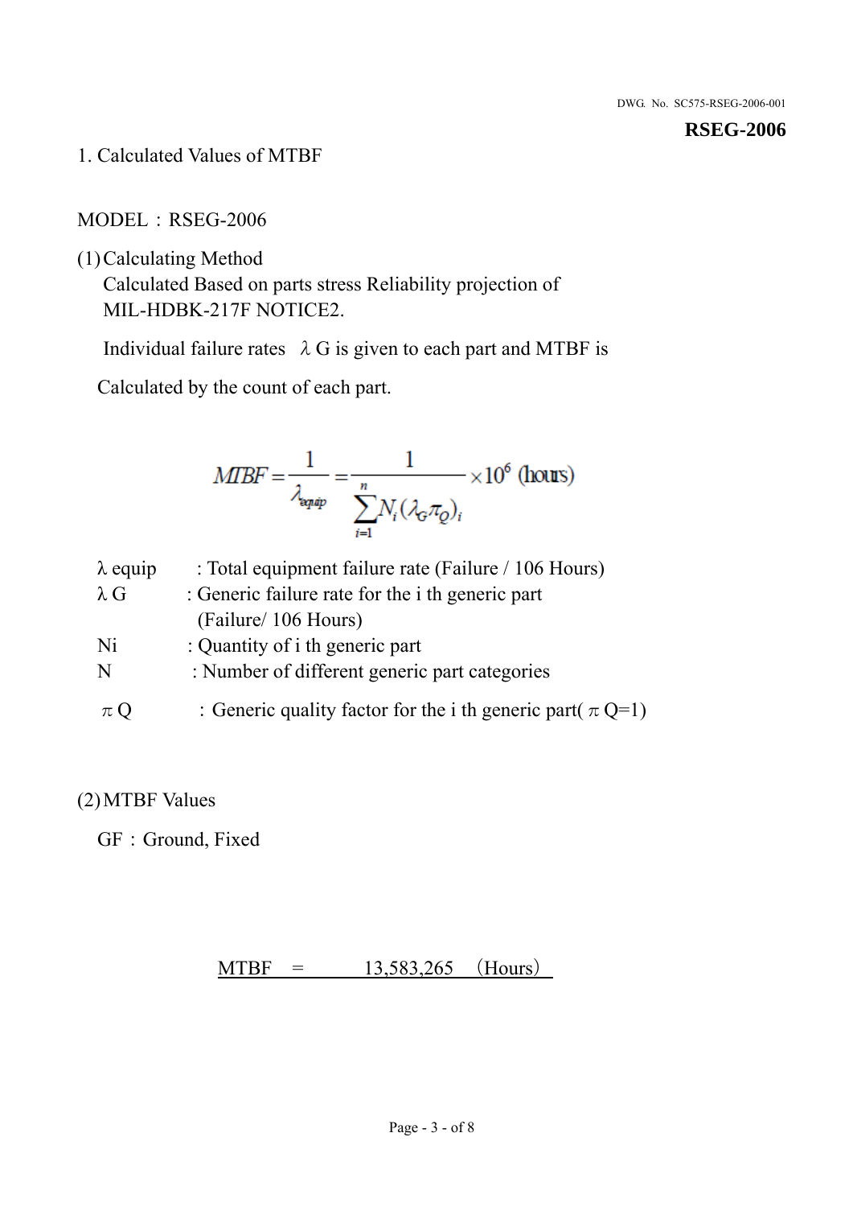**RSEG-2006**

1. Calculated Values of MTBF

MODEL：RSEG-2006

(1) Calculating Method

Calculated Based on parts stress Reliability projection of MIL-HDBK-217F NOTICE2.

Individual failure rates λG is given to each part and MTBF is

Calculated by the count of each part.

$$MTBF = \frac{1}{\lambda_{equip}} = \frac{1}{\sum_{i=1}^{n} N_i (\lambda_G \pi_Q)_i} \times 10^6 \text{ (hours)}$$

| | |
|---|---|
| $\lambda$ equip | : Total equipment failure rate (Failure / 106 Hours) |
| $\lambda$ G | : Generic failure rate for the i th generic part (Failure/ 106 Hours) |
| Ni | : Quantity of i th generic part |
| N | : Number of different generic part categories |
| $\pi$ Q | ：Generic quality factor for the i th generic part( $\pi$ Q=1) |

(2) MTBF Values

GF：Ground, Fixed

MTBF = 13,583,265 （Hours）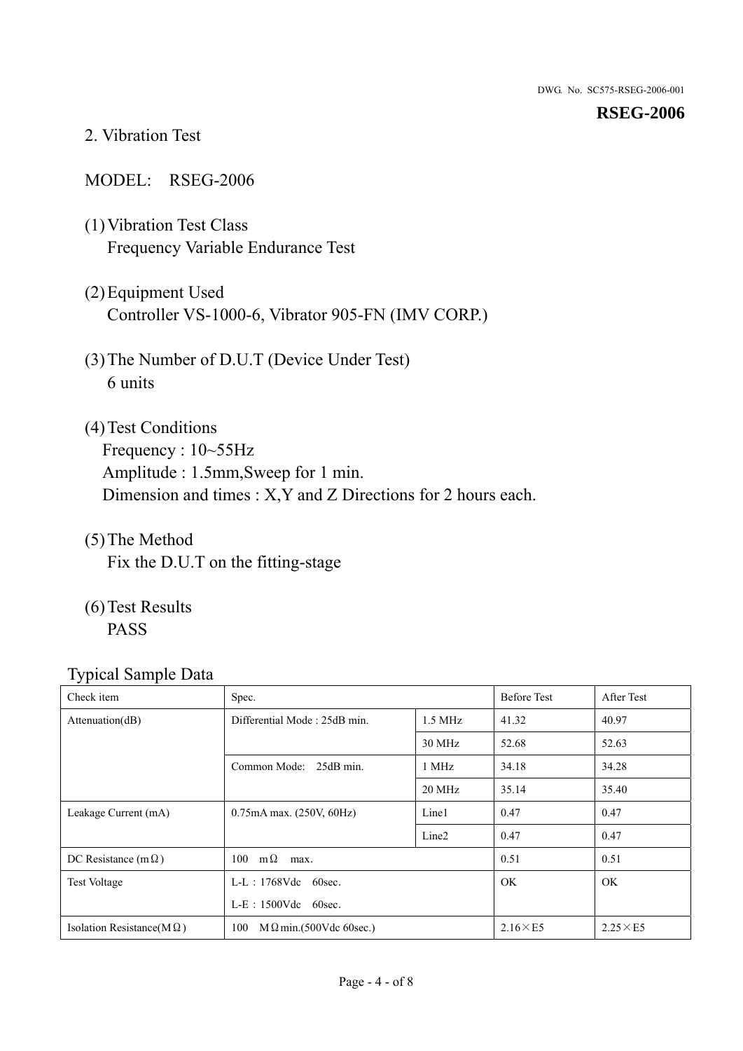## 2. Vibration Test

MODEL: RSEG-2006

(1) Vibration Test Class
Frequency Variable Endurance Test

(2) Equipment Used
Controller VS-1000-6, Vibrator 905-FN (IMV CORP.)

(3) The Number of D.U.T (Device Under Test)
6 units

(4) Test Conditions
Frequency : 10~55Hz
Amplitude : 1.5mm,Sweep for 1 min.
Dimension and times : X,Y and Z Directions for 2 hours each.

(5) The Method
Fix the D.U.T on the fitting-stage

(6) Test Results
PASS

Typical Sample Data

| Check item | Spec. | | Before Test | After Test |
|---|---|---|---|---|
| Attenuation(dB) | Differential Mode : 25dB min. | 1.5 MHz | 41.32 | 40.97 |
| | | 30 MHz | 52.68 | 52.63 |
| | Common Mode: 25dB min. | 1 MHz | 34.18 | 34.28 |
| | | 20 MHz | 35.14 | 35.40 |
| Leakage Current (mA) | 0.75mA max. (250V, 60Hz) | Line1 | 0.47 | 0.47 |
| | | Line2 | 0.47 | 0.47 |
| DC Resistance (mΩ) | 100 mΩ max. | | 0.51 | 0.51 |
| Test Voltage | L-L：1768Vdc 60sec.<br>L-E：1500Vdc 60sec. | | OK | OK |
| Isolation Resistance(MΩ) | 100 MΩmin.(500Vdc 60sec.) | | 2.16×E5 | 2.25×E5 |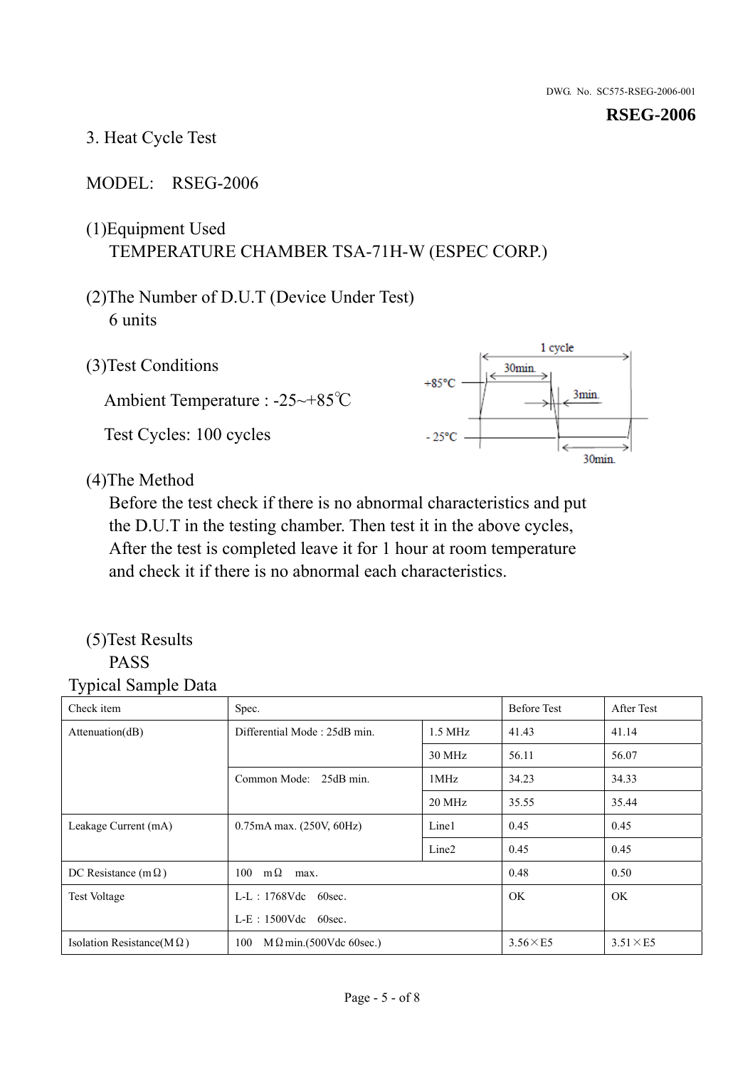DWG. No. SC575-RSEG-2006-001

**RSEG-2006**

3. Heat Cycle Test

MODEL: RSEG-2006

(1)Equipment Used
TEMPERATURE CHAMBER TSA-71H-W (ESPEC CORP.)

(2)The Number of D.U.T (Device Under Test)
6 units

(3)Test Conditions

Ambient Temperature : -25~+85℃

Test Cycles: 100 cycles

(4)The Method
Before the test check if there is no abnormal characteristics and put the D.U.T in the testing chamber. Then test it in the above cycles, After the test is completed leave it for 1 hour at room temperature and check it if there is no abnormal each characteristics.

(5)Test Results
PASS

Typical Sample Data

| Check item | Spec. | | Before Test | After Test |
|---|---|---|---|---|
| Attenuation(dB) | Differential Mode : 25dB min. | 1.5 MHz | 41.43 | 41.14 |
| | | 30 MHz | 56.11 | 56.07 |
| | Common Mode: 25dB min. | 1MHz | 34.23 | 34.33 |
| | | 20 MHz | 35.55 | 35.44 |
| Leakage Current (mA) | 0.75mA max. (250V, 60Hz) | Line1 | 0.45 | 0.45 |
| | | Line2 | 0.45 | 0.45 |
| DC Resistance (mΩ) | 100 mΩ max. | | 0.48 | 0.50 |
| Test Voltage | L-L : 1768Vdc 60sec.<br>L-E : 1500Vdc 60sec. | | OK | OK |
| Isolation Resistance(MΩ) | 100 MΩmin.(500Vdc 60sec.) | | 3.56×E5 | 3.51×E5 |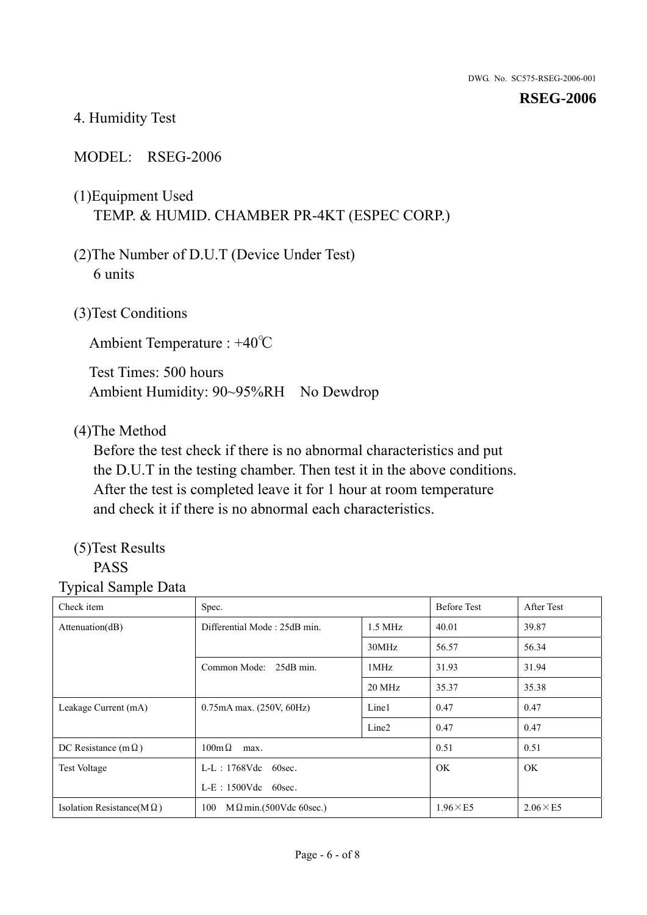## 4. Humidity Test

MODEL:　RSEG-2006

(1)Equipment Used
TEMP. & HUMID. CHAMBER PR-4KT (ESPEC CORP.)

(2)The Number of D.U.T (Device Under Test)
6 units

(3)Test Conditions

Ambient Temperature : +40℃

Test Times: 500 hours
Ambient Humidity: 90~95%RH　No Dewdrop

(4)The Method
Before the test check if there is no abnormal characteristics and put the D.U.T in the testing chamber. Then test it in the above conditions. After the test is completed leave it for 1 hour at room temperature and check it if there is no abnormal each characteristics.

(5)Test Results
PASS

Typical Sample Data

| Check item | Spec. | | Before Test | After Test |
|---|---|---|---|---|
| Attenuation(dB) | Differential Mode : 25dB min. | 1.5 MHz | 40.01 | 39.87 |
| | | 30MHz | 56.57 | 56.34 |
| | Common Mode:　25dB min. | 1MHz | 31.93 | 31.94 |
| | | 20 MHz | 35.37 | 35.38 |
| Leakage Current (mA) | 0.75mA max. (250V, 60Hz) | Line1 | 0.47 | 0.47 |
| | | Line2 | 0.47 | 0.47 |
| DC Resistance (mΩ) | 100mΩ　max. | | 0.51 | 0.51 |
| Test Voltage | L-L：1768Vdc　60sec.<br>L-E：1500Vdc　60sec. | | OK | OK |
| Isolation Resistance(MΩ) | 100　MΩmin.(500Vdc 60sec.) | | 1.96×E5 | 2.06×E5 |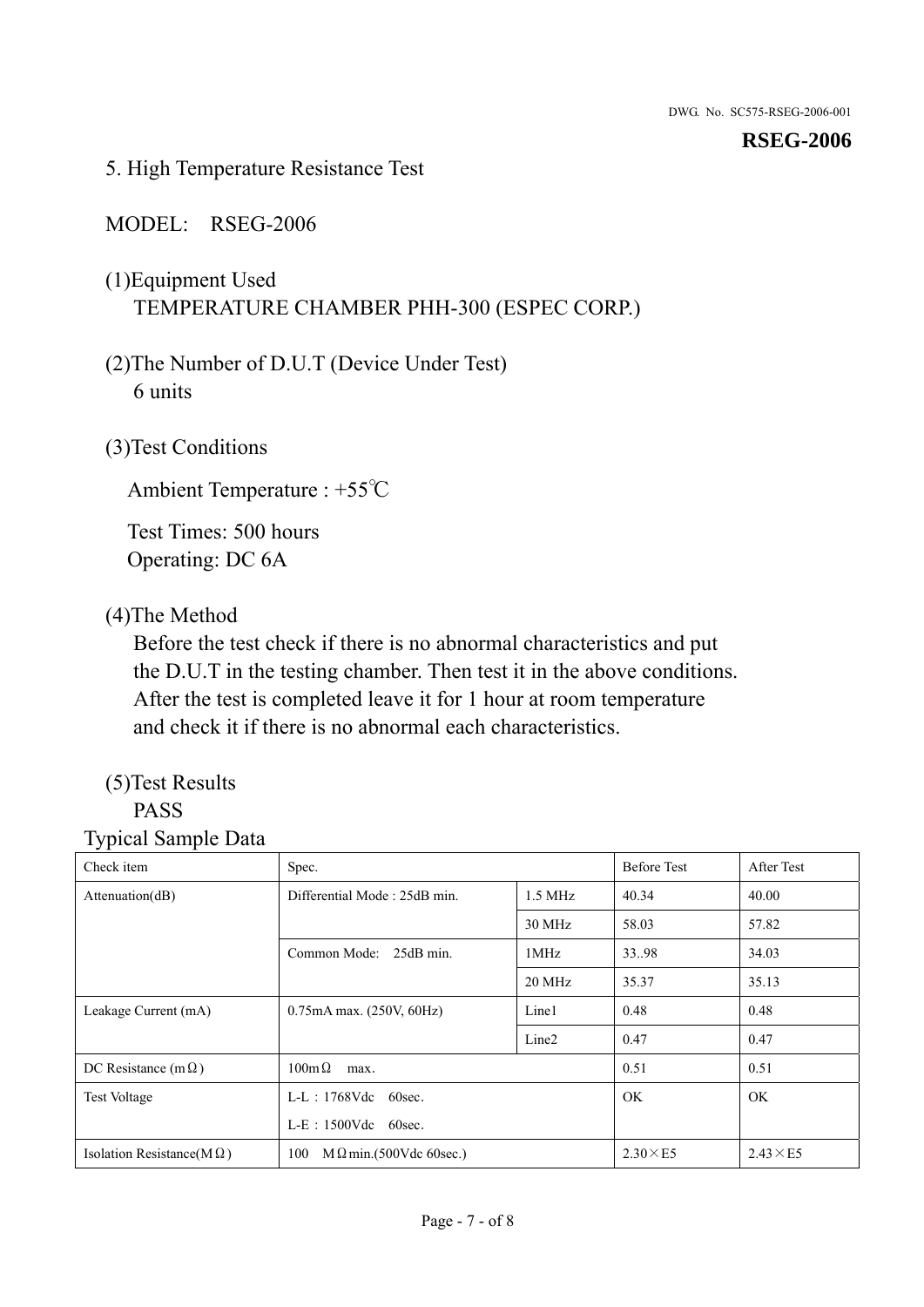## 5. High Temperature Resistance Test

MODEL: RSEG-2006

(1)Equipment Used
TEMPERATURE CHAMBER PHH-300 (ESPEC CORP.)

(2)The Number of D.U.T (Device Under Test)
6 units

(3)Test Conditions

Ambient Temperature : +55℃

Test Times: 500 hours
Operating: DC 6A

(4)The Method
Before the test check if there is no abnormal characteristics and put the D.U.T in the testing chamber. Then test it in the above conditions. After the test is completed leave it for 1 hour at room temperature and check it if there is no abnormal each characteristics.

(5)Test Results
PASS

Typical Sample Data

| Check item | Spec. | | Before Test | After Test |
|---|---|---|---|---|
| Attenuation(dB) | Differential Mode : 25dB min. | 1.5 MHz | 40.34 | 40.00 |
| | | 30 MHz | 58.03 | 57.82 |
| | Common Mode: 25dB min. | 1MHz | 33..98 | 34.03 |
| | | 20 MHz | 35.37 | 35.13 |
| Leakage Current (mA) | 0.75mA max. (250V, 60Hz) | Line1 | 0.48 | 0.48 |
| | | Line2 | 0.47 | 0.47 |
| DC Resistance (mΩ) | 100mΩ max. | | 0.51 | 0.51 |
| Test Voltage | L-L：1768Vdc 60sec.<br>L-E：1500Vdc 60sec. | | OK | OK |
| Isolation Resistance(MΩ) | 100 MΩmin.(500Vdc 60sec.) | | 2.30×E5 | 2.43×E5 |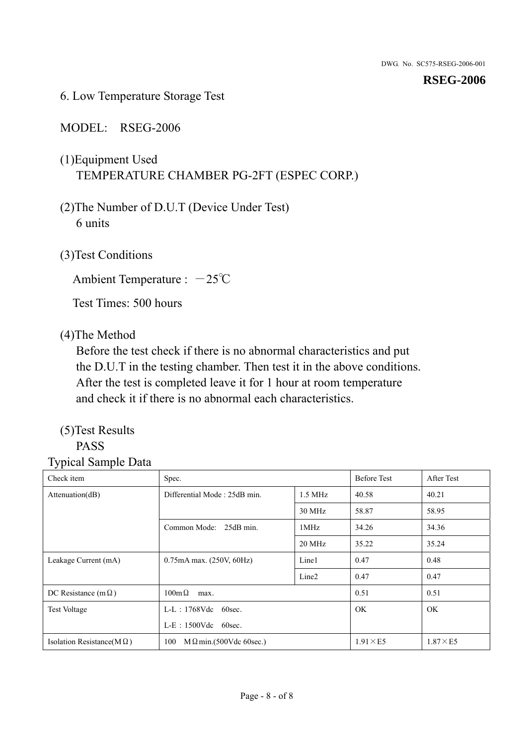## 6. Low Temperature Storage Test

MODEL: RSEG-2006

(1)Equipment Used
TEMPERATURE CHAMBER PG-2FT (ESPEC CORP.)

(2)The Number of D.U.T (Device Under Test)
6 units

(3)Test Conditions

Ambient Temperature : －25℃

Test Times: 500 hours

(4)The Method
Before the test check if there is no abnormal characteristics and put the D.U.T in the testing chamber. Then test it in the above conditions. After the test is completed leave it for 1 hour at room temperature and check it if there is no abnormal each characteristics.

(5)Test Results
PASS

Typical Sample Data

| Check item | Spec. | | Before Test | After Test |
|---|---|---|---|---|
| Attenuation(dB) | Differential Mode : 25dB min. | 1.5 MHz | 40.58 | 40.21 |
| | | 30 MHz | 58.87 | 58.95 |
| | Common Mode: 25dB min. | 1MHz | 34.26 | 34.36 |
| | | 20 MHz | 35.22 | 35.24 |
| Leakage Current (mA) | 0.75mA max. (250V, 60Hz) | Line1 | 0.47 | 0.48 |
| | | Line2 | 0.47 | 0.47 |
| DC Resistance (mΩ) | 100mΩ max. | | 0.51 | 0.51 |
| Test Voltage | L-L : 1768Vdc 60sec.<br>L-E : 1500Vdc 60sec. | | OK | OK |
| Isolation Resistance(MΩ) | 100 MΩmin.(500Vdc 60sec.) | | 1.91×E5 | 1.87×E5 |